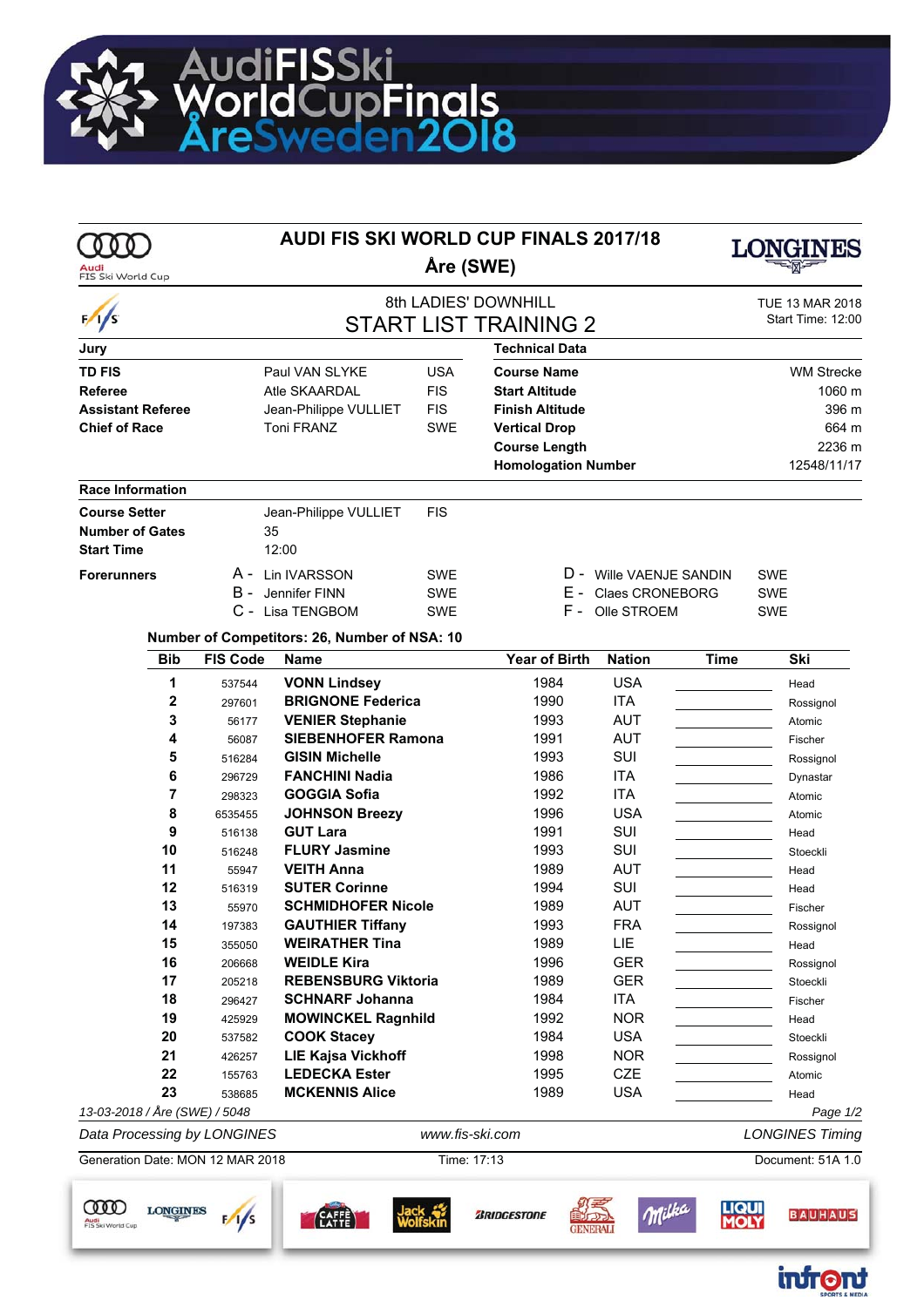# AUDI FIS SKI WORLD CUP FINALS 2017/18

## Åre (SWE)

8th LADIES' DOWNHILL

## START LIST TRAINING 2

TUE 13 MAR 2018
Start Time: 12:00

| Jury | | |
|---|---|---|
| **TD FIS** | Paul VAN SLYKE | USA |
| **Referee** | Atle SKAARDAL | FIS |
| **Assistant Referee** | Jean-Philippe VULLIET | FIS |
| **Chief of Race** | Toni FRANZ | SWE |

| Technical Data | |
|---|---|
| **Course Name** | WM Strecke |
| **Start Altitude** | 1060 m |
| **Finish Altitude** | 396 m |
| **Vertical Drop** | 664 m |
| **Course Length** | 2236 m |
| **Homologation Number** | 12548/11/17 |

**Race Information**

| | | |
|---|---|---|
| **Course Setter** | Jean-Philippe VULLIET | FIS |
| **Number of Gates** | 35 | |
| **Start Time** | 12:00 | |

**Forerunners**

| | | |
|---|---|---|
| A - | Lin IVARSSON | SWE |
| B - | Jennifer FINN | SWE |
| C - | Lisa TENGBOM | SWE |
| D - | Wille VAENJE SANDIN | SWE |
| E - | Claes CRONEBORG | SWE |
| F - | Olle STROEM | SWE |

**Number of Competitors: 26, Number of NSA: 10**

| Bib | FIS Code | Name | Year of Birth | Nation | Time | Ski |
|---|---|---|---|---|---|---|
| 1 | 537544 | **VONN Lindsey** | 1984 | USA | | Head |
| 2 | 297601 | **BRIGNONE Federica** | 1990 | ITA | | Rossignol |
| 3 | 56177 | **VENIER Stephanie** | 1993 | AUT | | Atomic |
| 4 | 56087 | **SIEBENHOFER Ramona** | 1991 | AUT | | Fischer |
| 5 | 516284 | **GISIN Michelle** | 1993 | SUI | | Rossignol |
| 6 | 296729 | **FANCHINI Nadia** | 1986 | ITA | | Dynastar |
| 7 | 298323 | **GOGGIA Sofia** | 1992 | ITA | | Atomic |
| 8 | 6535455 | **JOHNSON Breezy** | 1996 | USA | | Atomic |
| 9 | 516138 | **GUT Lara** | 1991 | SUI | | Head |
| 10 | 516248 | **FLURY Jasmine** | 1993 | SUI | | Stoeckli |
| 11 | 55947 | **VEITH Anna** | 1989 | AUT | | Head |
| 12 | 516319 | **SUTER Corinne** | 1994 | SUI | | Head |
| 13 | 55970 | **SCHMIDHOFER Nicole** | 1989 | AUT | | Fischer |
| 14 | 197383 | **GAUTHIER Tiffany** | 1993 | FRA | | Rossignol |
| 15 | 355050 | **WEIRATHER Tina** | 1989 | LIE | | Head |
| 16 | 206668 | **WEIDLE Kira** | 1996 | GER | | Rossignol |
| 17 | 205218 | **REBENSBURG Viktoria** | 1989 | GER | | Stoeckli |
| 18 | 296427 | **SCHNARF Johanna** | 1984 | ITA | | Fischer |
| 19 | 425929 | **MOWINCKEL Ragnhild** | 1992 | NOR | | Head |
| 20 | 537582 | **COOK Stacey** | 1984 | USA | | Stoeckli |
| 21 | 426257 | **LIE Kajsa Vickhoff** | 1998 | NOR | | Rossignol |
| 22 | 155763 | **LEDECKA Ester** | 1995 | CZE | | Atomic |
| 23 | 538685 | **MCKENNIS Alice** | 1989 | USA | | Head |

13-03-2018 / Åre (SWE) / 5048

Data Processing by LONGINES — www.fis-ski.com — LONGINES Timing

Generation Date: MON 12 MAR 2018 — Time: 17:13 — Document: 51A 1.0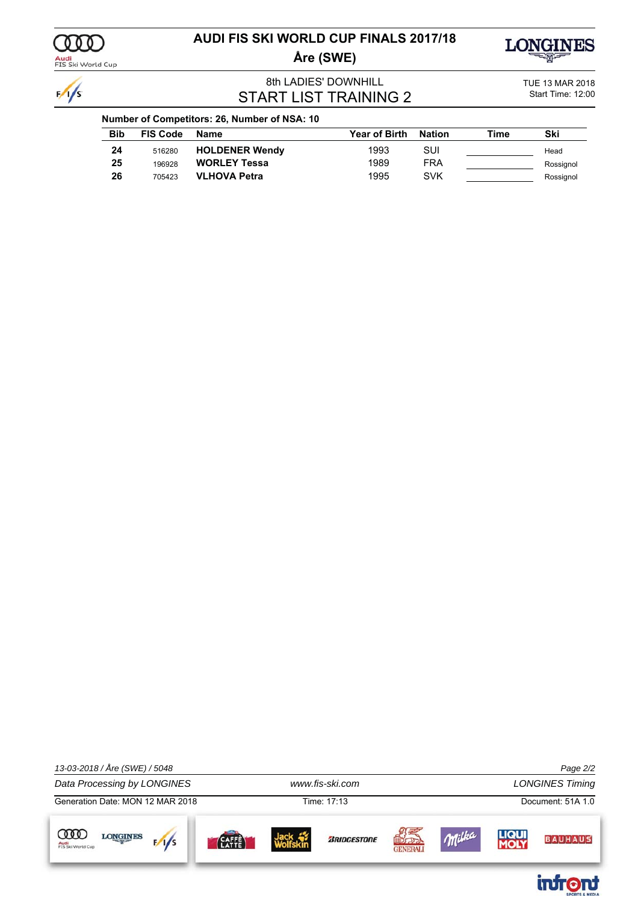# AUDI FIS SKI WORLD CUP FINALS 2017/18

## Åre (SWE)

8th LADIES' DOWNHILL

## START LIST TRAINING 2

TUE 13 MAR 2018
Start Time: 12:00

**Number of Competitors: 26, Number of NSA: 10**

| Bib | FIS Code | Name | Year of Birth | Nation | Time | Ski |
|---|---|---|---|---|---|---|
| **24** | 516280 | **HOLDENER Wendy** | 1993 | SUI | | Head |
| **25** | 196928 | **WORLEY Tessa** | 1989 | FRA | | Rossignol |
| **26** | 705423 | **VLHOVA Petra** | 1995 | SVK | | Rossignol |

*13-03-2018 / Åre (SWE) / 5048*

*Data Processing by LONGINES* — *www.fis-ski.com* — *LONGINES Timing*

Generation Date: MON 12 MAR 2018 — Time: 17:13 — Document: 51A 1.0